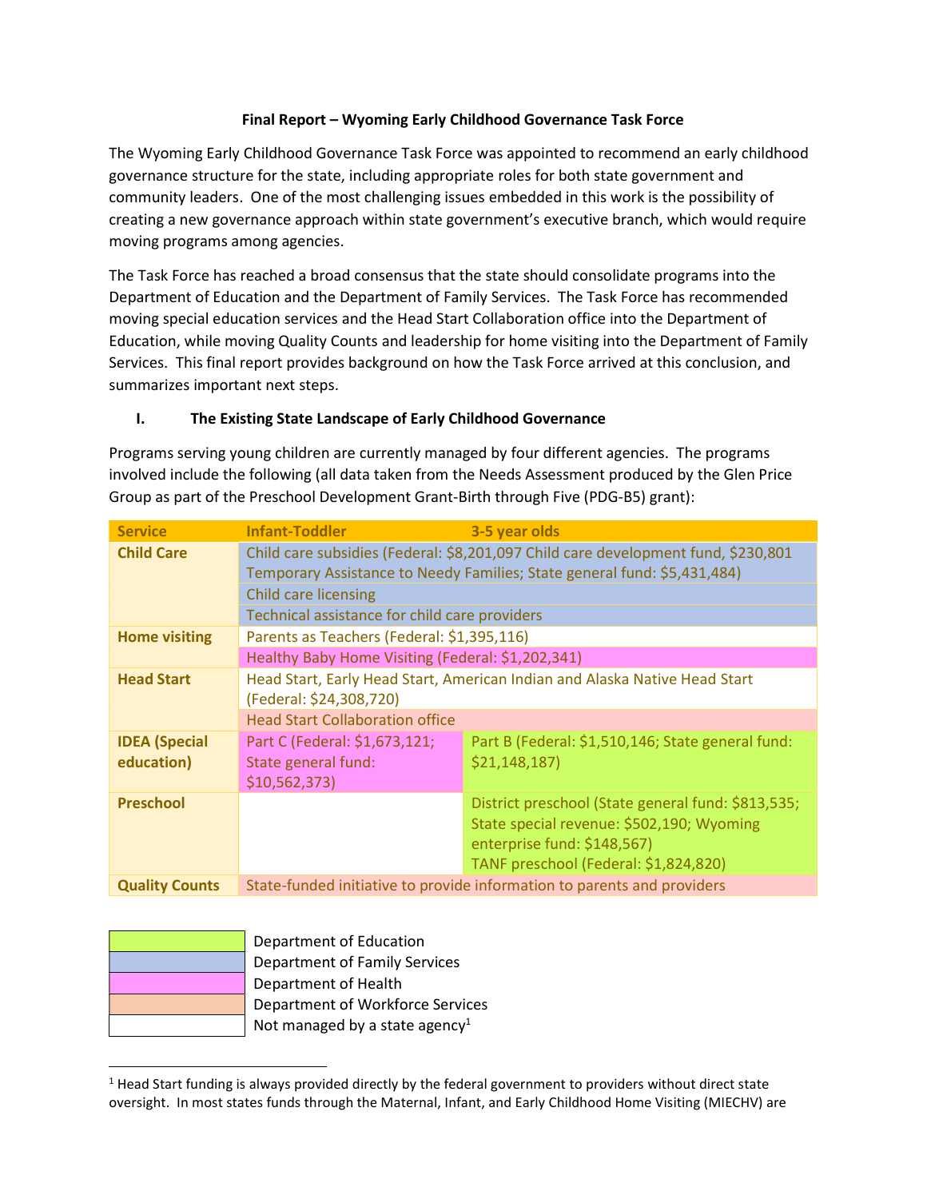**Final Report – Wyoming Early Childhood Governance Task Force**

The Wyoming Early Childhood Governance Task Force was appointed to recommend an early childhood governance structure for the state, including appropriate roles for both state government and community leaders. One of the most challenging issues embedded in this work is the possibility of creating a new governance approach within state government's executive branch, which would require moving programs among agencies.

The Task Force has reached a broad consensus that the state should consolidate programs into the Department of Education and the Department of Family Services. The Task Force has recommended moving special education services and the Head Start Collaboration office into the Department of Education, while moving Quality Counts and leadership for home visiting into the Department of Family Services. This final report provides background on how the Task Force arrived at this conclusion, and summarizes important next steps.

## I. The Existing State Landscape of Early Childhood Governance

Programs serving young children are currently managed by four different agencies. The programs involved include the following (all data taken from the Needs Assessment produced by the Glen Price Group as part of the Preschool Development Grant-Birth through Five (PDG-B5) grant):

| Service | Infant-Toddler | 3-5 year olds |
|---|---|---|
| Child Care | Child care subsidies (Federal: $8,201,097 Child care development fund, $230,801 Temporary Assistance to Needy Families; State general fund: $5,431,484) | |
| | Child care licensing | |
| | Technical assistance for child care providers | |
| Home visiting | Parents as Teachers (Federal: $1,395,116) | |
| | Healthy Baby Home Visiting (Federal: $1,202,341) | |
| Head Start | Head Start, Early Head Start, American Indian and Alaska Native Head Start (Federal: $24,308,720) | |
| | Head Start Collaboration office | |
| IDEA (Special education) | Part C (Federal: $1,673,121; State general fund: $10,562,373) | Part B (Federal: $1,510,146; State general fund: $21,148,187) |
| Preschool | | District preschool (State general fund: $813,535; State special revenue: $502,190; Wyoming enterprise fund: $148,567)<br>TANF preschool (Federal: $1,824,820) |
| Quality Counts | State-funded initiative to provide information to parents and providers | |

| Legend (color) | Agency |
|---|---|
| Green | Department of Education |
| Blue | Department of Family Services |
| Pink | Department of Health |
| Peach | Department of Workforce Services |
| White | Not managed by a state agency[1] |

Color assignments in the table: Child care subsidies, Child care licensing, and Technical assistance for child care providers – Department of Family Services; Parents as Teachers – Not managed by a state agency; Healthy Baby Home Visiting – Department of Health; Head Start, Early Head Start, American Indian and Alaska Native Head Start – Not managed by a state agency; Head Start Collaboration office – Department of Workforce Services; Part C – Department of Health; Part B – Department of Education; District preschool and TANF preschool – Department of Education; Quality Counts – Department of Workforce Services.

---

[1] Head Start funding is always provided directly by the federal government to providers without direct state oversight. In most states funds through the Maternal, Infant, and Early Childhood Home Visiting (MIECHV) are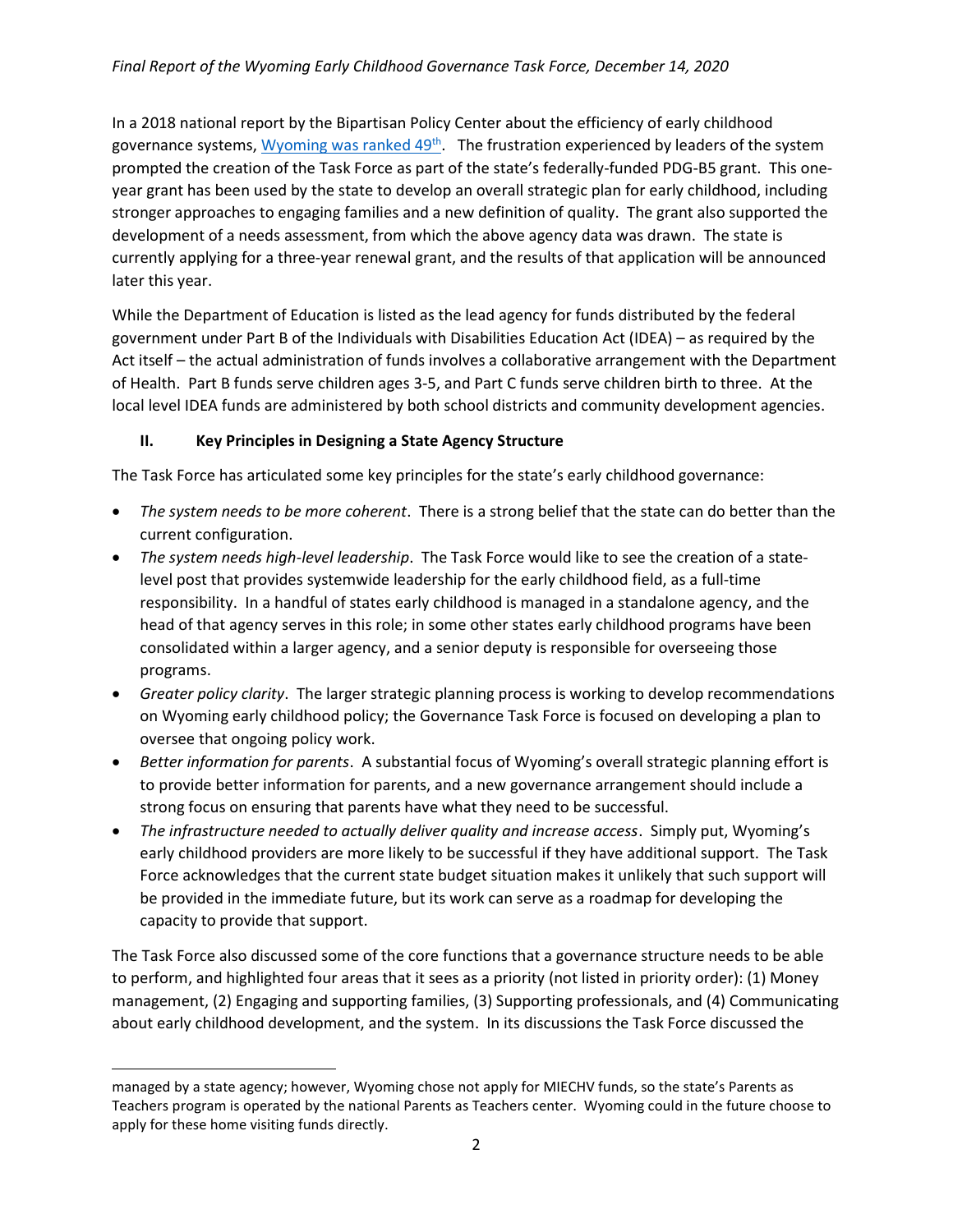In a 2018 national report by the Bipartisan Policy Center about the efficiency of early childhood governance systems, [Wyoming was ranked 49th]. The frustration experienced by leaders of the system prompted the creation of the Task Force as part of the state's federally-funded PDG-B5 grant. This one-year grant has been used by the state to develop an overall strategic plan for early childhood, including stronger approaches to engaging families and a new definition of quality. The grant also supported the development of a needs assessment, from which the above agency data was drawn. The state is currently applying for a three-year renewal grant, and the results of that application will be announced later this year.

While the Department of Education is listed as the lead agency for funds distributed by the federal government under Part B of the Individuals with Disabilities Education Act (IDEA) – as required by the Act itself – the actual administration of funds involves a collaborative arrangement with the Department of Health. Part B funds serve children ages 3-5, and Part C funds serve children birth to three. At the local level IDEA funds are administered by both school districts and community development agencies.

## II. Key Principles in Designing a State Agency Structure

The Task Force has articulated some key principles for the state's early childhood governance:

- *The system needs to be more coherent*. There is a strong belief that the state can do better than the current configuration.
- *The system needs high-level leadership*. The Task Force would like to see the creation of a state-level post that provides systemwide leadership for the early childhood field, as a full-time responsibility. In a handful of states early childhood is managed in a standalone agency, and the head of that agency serves in this role; in some other states early childhood programs have been consolidated within a larger agency, and a senior deputy is responsible for overseeing those programs.
- *Greater policy clarity*. The larger strategic planning process is working to develop recommendations on Wyoming early childhood policy; the Governance Task Force is focused on developing a plan to oversee that ongoing policy work.
- *Better information for parents*. A substantial focus of Wyoming's overall strategic planning effort is to provide better information for parents, and a new governance arrangement should include a strong focus on ensuring that parents have what they need to be successful.
- *The infrastructure needed to actually deliver quality and increase access*. Simply put, Wyoming's early childhood providers are more likely to be successful if they have additional support. The Task Force acknowledges that the current state budget situation makes it unlikely that such support will be provided in the immediate future, but its work can serve as a roadmap for developing the capacity to provide that support.

The Task Force also discussed some of the core functions that a governance structure needs to be able to perform, and highlighted four areas that it sees as a priority (not listed in priority order): (1) Money management, (2) Engaging and supporting families, (3) Supporting professionals, and (4) Communicating about early childhood development, and the system. In its discussions the Task Force discussed the

---

managed by a state agency; however, Wyoming chose not apply for MIECHV funds, so the state's Parents as Teachers program is operated by the national Parents as Teachers center. Wyoming could in the future choose to apply for these home visiting funds directly.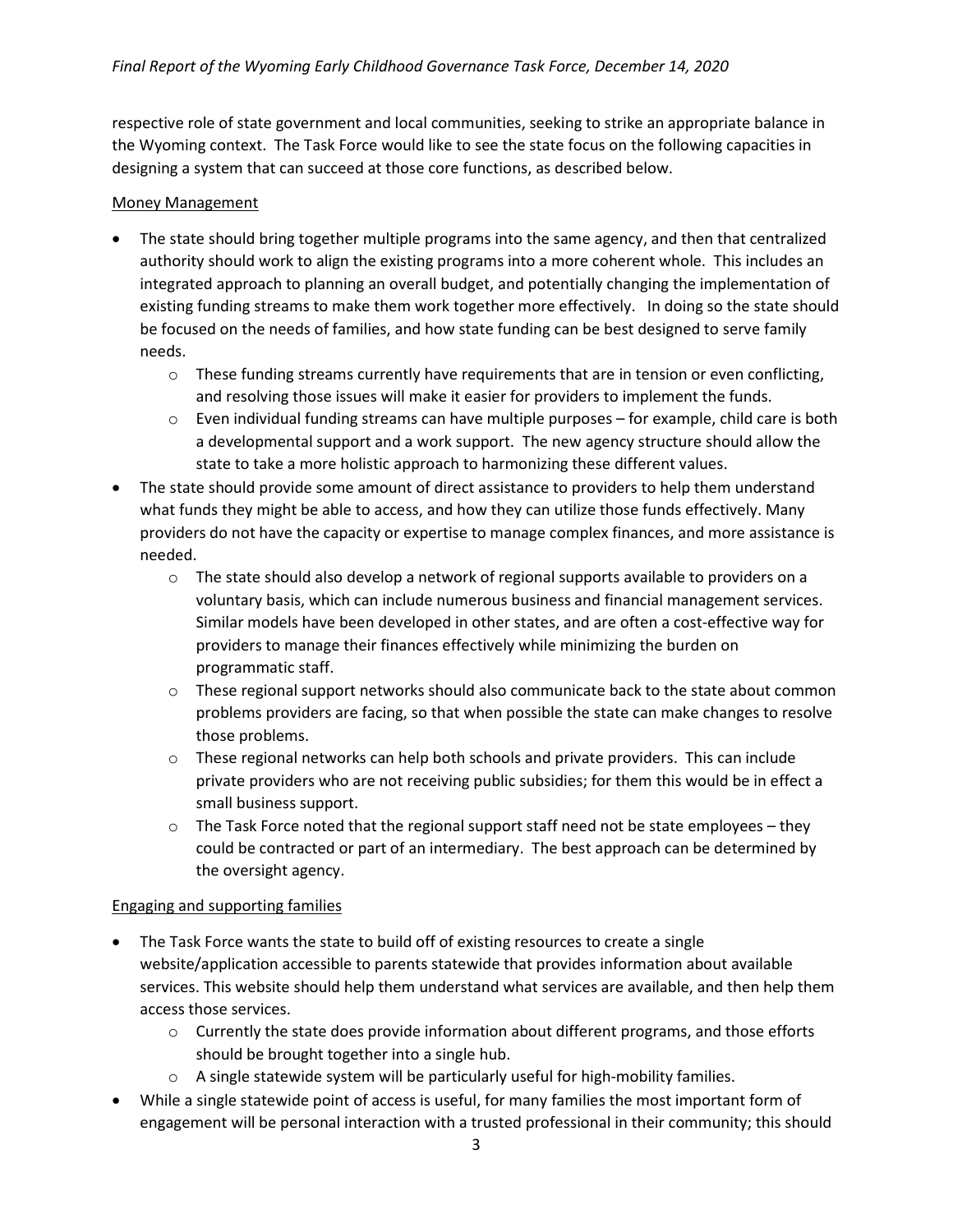respective role of state government and local communities, seeking to strike an appropriate balance in the Wyoming context. The Task Force would like to see the state focus on the following capacities in designing a system that can succeed at those core functions, as described below.

Money Management

- The state should bring together multiple programs into the same agency, and then that centralized authority should work to align the existing programs into a more coherent whole. This includes an integrated approach to planning an overall budget, and potentially changing the implementation of existing funding streams to make them work together more effectively. In doing so the state should be focused on the needs of families, and how state funding can be best designed to serve family needs.
  - These funding streams currently have requirements that are in tension or even conflicting, and resolving those issues will make it easier for providers to implement the funds.
  - Even individual funding streams can have multiple purposes – for example, child care is both a developmental support and a work support. The new agency structure should allow the state to take a more holistic approach to harmonizing these different values.
- The state should provide some amount of direct assistance to providers to help them understand what funds they might be able to access, and how they can utilize those funds effectively. Many providers do not have the capacity or expertise to manage complex finances, and more assistance is needed.
  - The state should also develop a network of regional supports available to providers on a voluntary basis, which can include numerous business and financial management services. Similar models have been developed in other states, and are often a cost-effective way for providers to manage their finances effectively while minimizing the burden on programmatic staff.
  - These regional support networks should also communicate back to the state about common problems providers are facing, so that when possible the state can make changes to resolve those problems.
  - These regional networks can help both schools and private providers. This can include private providers who are not receiving public subsidies; for them this would be in effect a small business support.
  - The Task Force noted that the regional support staff need not be state employees – they could be contracted or part of an intermediary. The best approach can be determined by the oversight agency.

Engaging and supporting families

- The Task Force wants the state to build off of existing resources to create a single website/application accessible to parents statewide that provides information about available services. This website should help them understand what services are available, and then help them access those services.
  - Currently the state does provide information about different programs, and those efforts should be brought together into a single hub.
  - A single statewide system will be particularly useful for high-mobility families.
- While a single statewide point of access is useful, for many families the most important form of engagement will be personal interaction with a trusted professional in their community; this should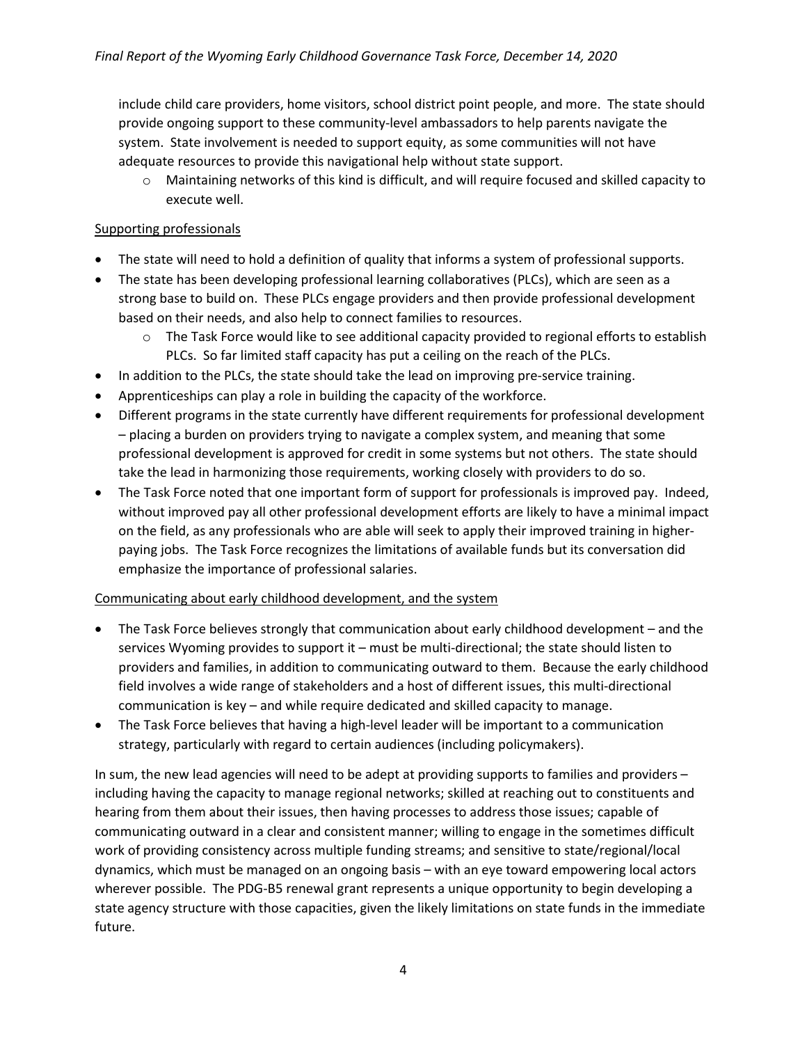include child care providers, home visitors, school district point people, and more. The state should provide ongoing support to these community-level ambassadors to help parents navigate the system. State involvement is needed to support equity, as some communities will not have adequate resources to provide this navigational help without state support.

  - Maintaining networks of this kind is difficult, and will require focused and skilled capacity to execute well.

Supporting professionals

- The state will need to hold a definition of quality that informs a system of professional supports.
- The state has been developing professional learning collaboratives (PLCs), which are seen as a strong base to build on. These PLCs engage providers and then provide professional development based on their needs, and also help to connect families to resources.
  - The Task Force would like to see additional capacity provided to regional efforts to establish PLCs. So far limited staff capacity has put a ceiling on the reach of the PLCs.
- In addition to the PLCs, the state should take the lead on improving pre-service training.
- Apprenticeships can play a role in building the capacity of the workforce.
- Different programs in the state currently have different requirements for professional development – placing a burden on providers trying to navigate a complex system, and meaning that some professional development is approved for credit in some systems but not others. The state should take the lead in harmonizing those requirements, working closely with providers to do so.
- The Task Force noted that one important form of support for professionals is improved pay. Indeed, without improved pay all other professional development efforts are likely to have a minimal impact on the field, as any professionals who are able will seek to apply their improved training in higher-paying jobs. The Task Force recognizes the limitations of available funds but its conversation did emphasize the importance of professional salaries.

Communicating about early childhood development, and the system

- The Task Force believes strongly that communication about early childhood development – and the services Wyoming provides to support it – must be multi-directional; the state should listen to providers and families, in addition to communicating outward to them. Because the early childhood field involves a wide range of stakeholders and a host of different issues, this multi-directional communication is key – and while require dedicated and skilled capacity to manage.
- The Task Force believes that having a high-level leader will be important to a communication strategy, particularly with regard to certain audiences (including policymakers).

In sum, the new lead agencies will need to be adept at providing supports to families and providers – including having the capacity to manage regional networks; skilled at reaching out to constituents and hearing from them about their issues, then having processes to address those issues; capable of communicating outward in a clear and consistent manner; willing to engage in the sometimes difficult work of providing consistency across multiple funding streams; and sensitive to state/regional/local dynamics, which must be managed on an ongoing basis – with an eye toward empowering local actors wherever possible. The PDG-B5 renewal grant represents a unique opportunity to begin developing a state agency structure with those capacities, given the likely limitations on state funds in the immediate future.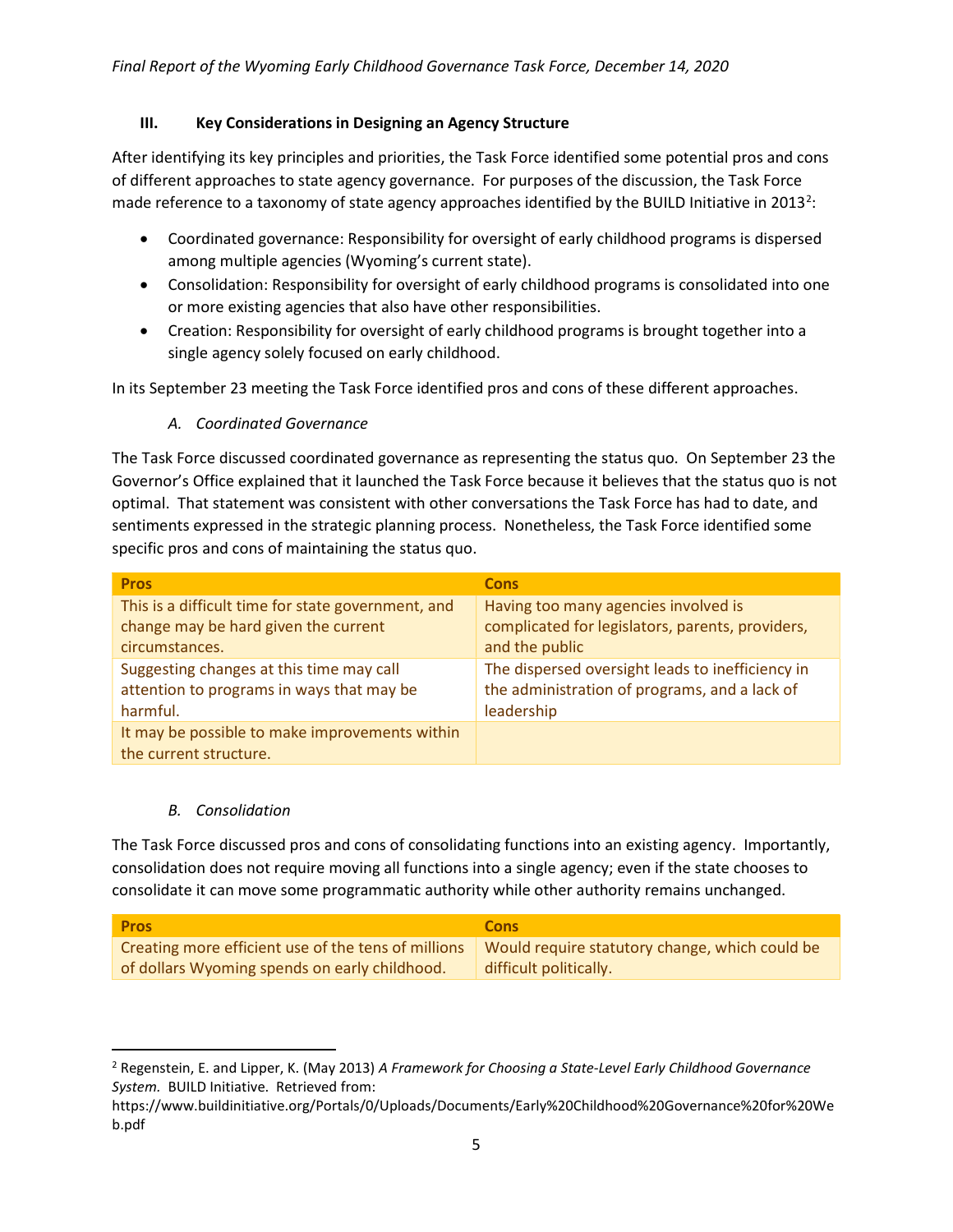### III. Key Considerations in Designing an Agency Structure

After identifying its key principles and priorities, the Task Force identified some potential pros and cons of different approaches to state agency governance. For purposes of the discussion, the Task Force made reference to a taxonomy of state agency approaches identified by the BUILD Initiative in 2013[2]:

- Coordinated governance: Responsibility for oversight of early childhood programs is dispersed among multiple agencies (Wyoming's current state).
- Consolidation: Responsibility for oversight of early childhood programs is consolidated into one or more existing agencies that also have other responsibilities.
- Creation: Responsibility for oversight of early childhood programs is brought together into a single agency solely focused on early childhood.

In its September 23 meeting the Task Force identified pros and cons of these different approaches.

#### *A. Coordinated Governance*

The Task Force discussed coordinated governance as representing the status quo. On September 23 the Governor's Office explained that it launched the Task Force because it believes that the status quo is not optimal. That statement was consistent with other conversations the Task Force has had to date, and sentiments expressed in the strategic planning process. Nonetheless, the Task Force identified some specific pros and cons of maintaining the status quo.

| Pros | Cons |
|---|---|
| This is a difficult time for state government, and change may be hard given the current circumstances. | Having too many agencies involved is complicated for legislators, parents, providers, and the public |
| Suggesting changes at this time may call attention to programs in ways that may be harmful. | The dispersed oversight leads to inefficiency in the administration of programs, and a lack of leadership |
| It may be possible to make improvements within the current structure. | |

#### *B. Consolidation*

The Task Force discussed pros and cons of consolidating functions into an existing agency. Importantly, consolidation does not require moving all functions into a single agency; even if the state chooses to consolidate it can move some programmatic authority while other authority remains unchanged.

| Pros | Cons |
|---|---|
| Creating more efficient use of the tens of millions of dollars Wyoming spends on early childhood. | Would require statutory change, which could be difficult politically. |

[2] Regenstein, E. and Lipper, K. (May 2013) *A Framework for Choosing a State-Level Early Childhood Governance System.* BUILD Initiative. Retrieved from: https://www.buildinitiative.org/Portals/0/Uploads/Documents/Early%20Childhood%20Governance%20for%20Web.pdf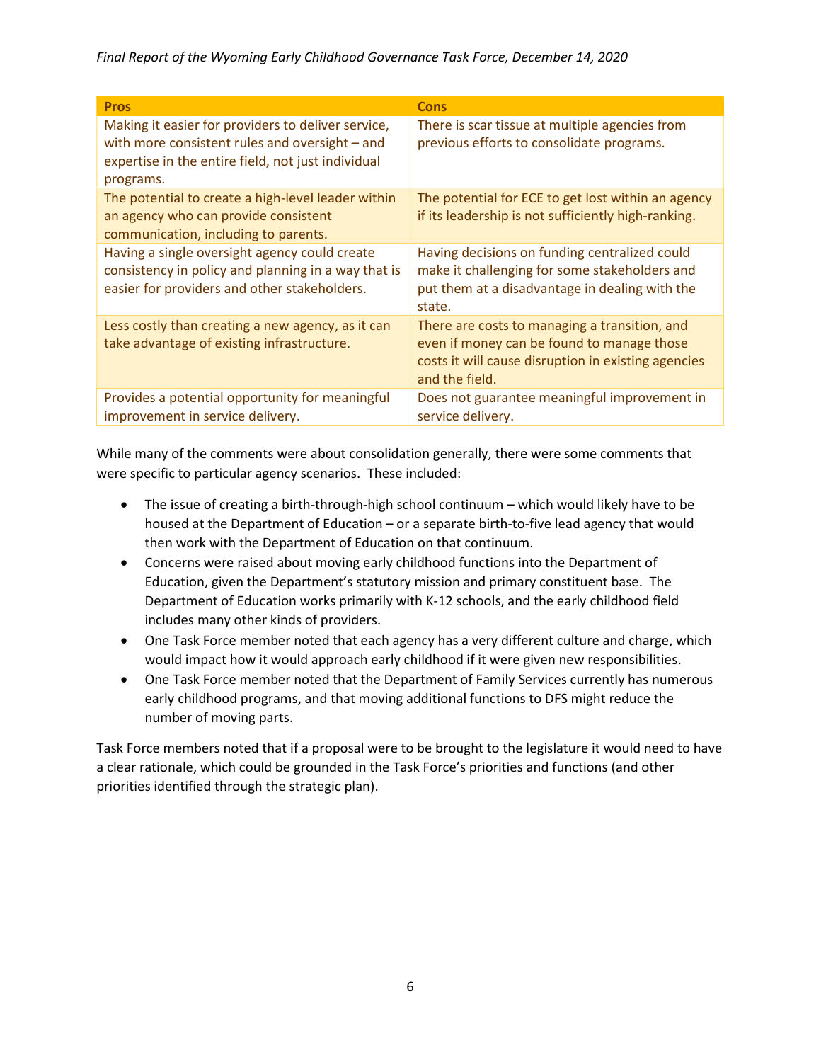| Pros | Cons |
|---|---|
| Making it easier for providers to deliver service, with more consistent rules and oversight – and expertise in the entire field, not just individual programs. | There is scar tissue at multiple agencies from previous efforts to consolidate programs. |
| The potential to create a high-level leader within an agency who can provide consistent communication, including to parents. | The potential for ECE to get lost within an agency if its leadership is not sufficiently high-ranking. |
| Having a single oversight agency could create consistency in policy and planning in a way that is easier for providers and other stakeholders. | Having decisions on funding centralized could make it challenging for some stakeholders and put them at a disadvantage in dealing with the state. |
| Less costly than creating a new agency, as it can take advantage of existing infrastructure. | There are costs to managing a transition, and even if money can be found to manage those costs it will cause disruption in existing agencies and the field. |
| Provides a potential opportunity for meaningful improvement in service delivery. | Does not guarantee meaningful improvement in service delivery. |

While many of the comments were about consolidation generally, there were some comments that were specific to particular agency scenarios. These included:

- The issue of creating a birth-through-high school continuum – which would likely have to be housed at the Department of Education – or a separate birth-to-five lead agency that would then work with the Department of Education on that continuum.
- Concerns were raised about moving early childhood functions into the Department of Education, given the Department's statutory mission and primary constituent base. The Department of Education works primarily with K-12 schools, and the early childhood field includes many other kinds of providers.
- One Task Force member noted that each agency has a very different culture and charge, which would impact how it would approach early childhood if it were given new responsibilities.
- One Task Force member noted that the Department of Family Services currently has numerous early childhood programs, and that moving additional functions to DFS might reduce the number of moving parts.

Task Force members noted that if a proposal were to be brought to the legislature it would need to have a clear rationale, which could be grounded in the Task Force's priorities and functions (and other priorities identified through the strategic plan).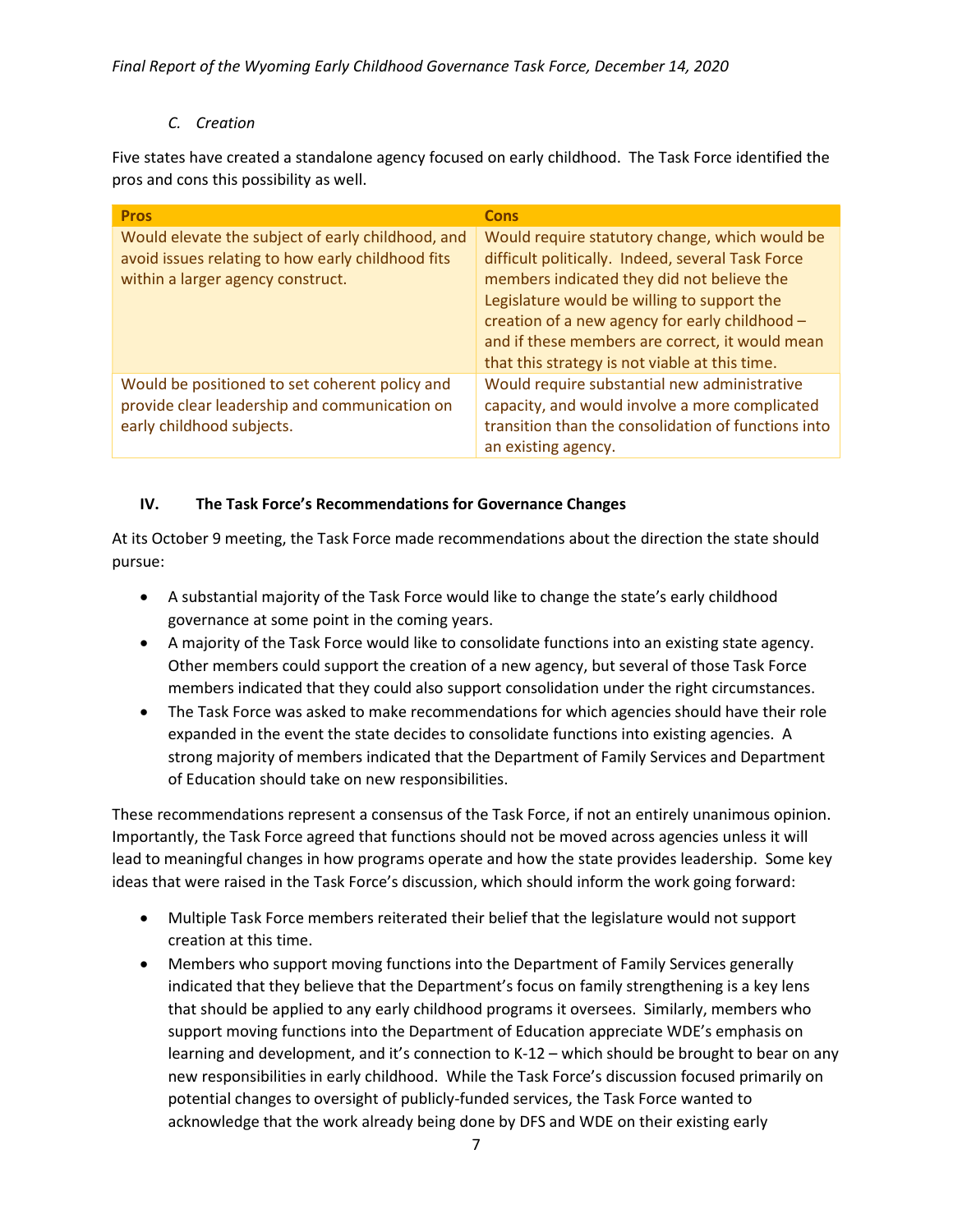### *C. Creation*

Five states have created a standalone agency focused on early childhood. The Task Force identified the pros and cons this possibility as well.

| Pros | Cons |
|---|---|
| Would elevate the subject of early childhood, and avoid issues relating to how early childhood fits within a larger agency construct. | Would require statutory change, which would be difficult politically. Indeed, several Task Force members indicated they did not believe the Legislature would be willing to support the creation of a new agency for early childhood – and if these members are correct, it would mean that this strategy is not viable at this time. |
| Would be positioned to set coherent policy and provide clear leadership and communication on early childhood subjects. | Would require substantial new administrative capacity, and would involve a more complicated transition than the consolidation of functions into an existing agency. |

## IV. The Task Force's Recommendations for Governance Changes

At its October 9 meeting, the Task Force made recommendations about the direction the state should pursue:

- A substantial majority of the Task Force would like to change the state's early childhood governance at some point in the coming years.
- A majority of the Task Force would like to consolidate functions into an existing state agency. Other members could support the creation of a new agency, but several of those Task Force members indicated that they could also support consolidation under the right circumstances.
- The Task Force was asked to make recommendations for which agencies should have their role expanded in the event the state decides to consolidate functions into existing agencies. A strong majority of members indicated that the Department of Family Services and Department of Education should take on new responsibilities.

These recommendations represent a consensus of the Task Force, if not an entirely unanimous opinion. Importantly, the Task Force agreed that functions should not be moved across agencies unless it will lead to meaningful changes in how programs operate and how the state provides leadership. Some key ideas that were raised in the Task Force's discussion, which should inform the work going forward:

- Multiple Task Force members reiterated their belief that the legislature would not support creation at this time.
- Members who support moving functions into the Department of Family Services generally indicated that they believe that the Department's focus on family strengthening is a key lens that should be applied to any early childhood programs it oversees. Similarly, members who support moving functions into the Department of Education appreciate WDE's emphasis on learning and development, and it's connection to K-12 – which should be brought to bear on any new responsibilities in early childhood. While the Task Force's discussion focused primarily on potential changes to oversight of publicly-funded services, the Task Force wanted to acknowledge that the work already being done by DFS and WDE on their existing early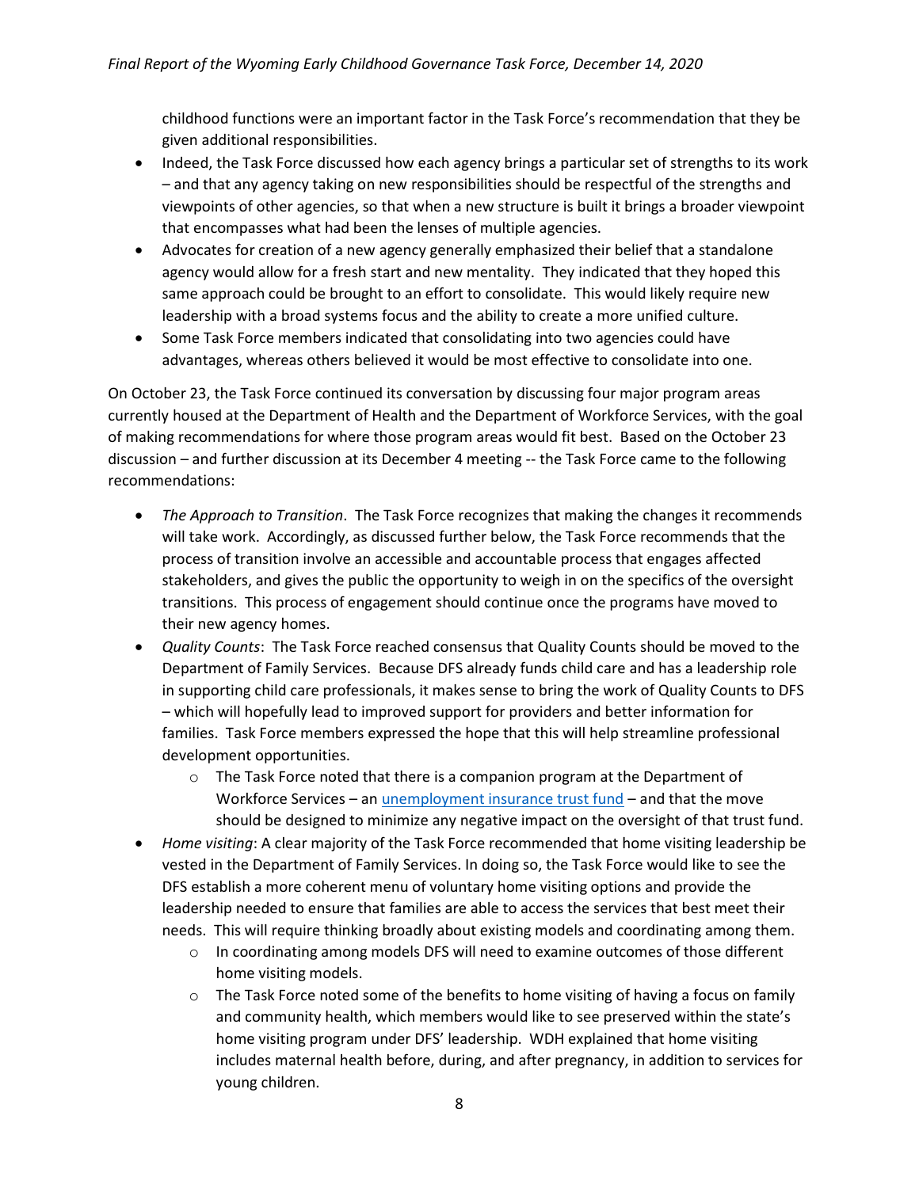childhood functions were an important factor in the Task Force's recommendation that they be given additional responsibilities.

- Indeed, the Task Force discussed how each agency brings a particular set of strengths to its work – and that any agency taking on new responsibilities should be respectful of the strengths and viewpoints of other agencies, so that when a new structure is built it brings a broader viewpoint that encompasses what had been the lenses of multiple agencies.
- Advocates for creation of a new agency generally emphasized their belief that a standalone agency would allow for a fresh start and new mentality. They indicated that they hoped this same approach could be brought to an effort to consolidate. This would likely require new leadership with a broad systems focus and the ability to create a more unified culture.
- Some Task Force members indicated that consolidating into two agencies could have advantages, whereas others believed it would be most effective to consolidate into one.

On October 23, the Task Force continued its conversation by discussing four major program areas currently housed at the Department of Health and the Department of Workforce Services, with the goal of making recommendations for where those program areas would fit best. Based on the October 23 discussion – and further discussion at its December 4 meeting -- the Task Force came to the following recommendations:

- *The Approach to Transition*. The Task Force recognizes that making the changes it recommends will take work. Accordingly, as discussed further below, the Task Force recommends that the process of transition involve an accessible and accountable process that engages affected stakeholders, and gives the public the opportunity to weigh in on the specifics of the oversight transitions. This process of engagement should continue once the programs have moved to their new agency homes.
- *Quality Counts*: The Task Force reached consensus that Quality Counts should be moved to the Department of Family Services. Because DFS already funds child care and has a leadership role in supporting child care professionals, it makes sense to bring the work of Quality Counts to DFS – which will hopefully lead to improved support for providers and better information for families. Task Force members expressed the hope that this will help streamline professional development opportunities.
  - The Task Force noted that there is a companion program at the Department of Workforce Services – an unemployment insurance trust fund – and that the move should be designed to minimize any negative impact on the oversight of that trust fund.
- *Home visiting*: A clear majority of the Task Force recommended that home visiting leadership be vested in the Department of Family Services. In doing so, the Task Force would like to see the DFS establish a more coherent menu of voluntary home visiting options and provide the leadership needed to ensure that families are able to access the services that best meet their needs. This will require thinking broadly about existing models and coordinating among them.
  - In coordinating among models DFS will need to examine outcomes of those different home visiting models.
  - The Task Force noted some of the benefits to home visiting of having a focus on family and community health, which members would like to see preserved within the state's home visiting program under DFS' leadership. WDH explained that home visiting includes maternal health before, during, and after pregnancy, in addition to services for young children.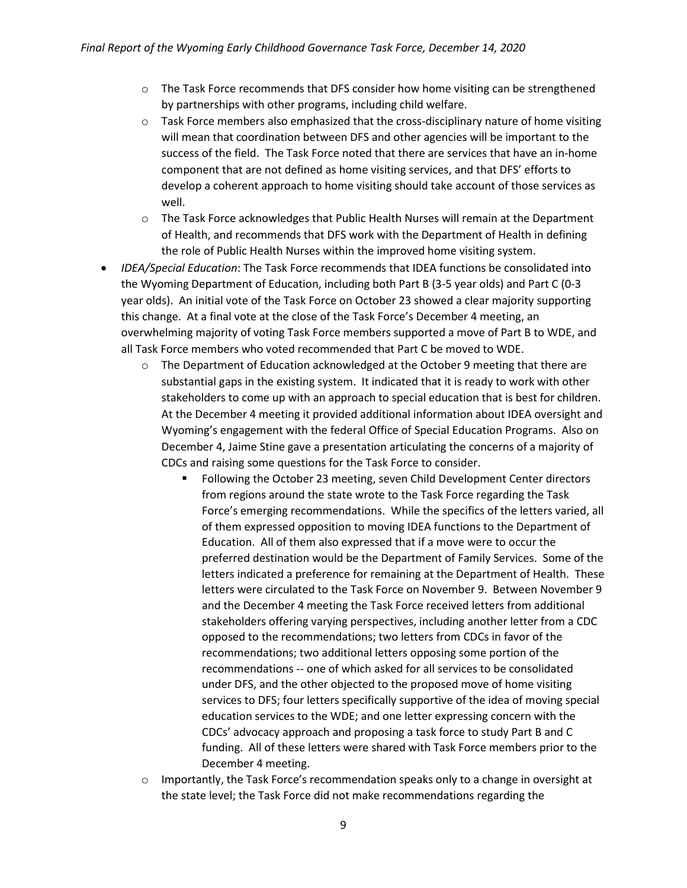- The Task Force recommends that DFS consider how home visiting can be strengthened by partnerships with other programs, including child welfare.
  - Task Force members also emphasized that the cross-disciplinary nature of home visiting will mean that coordination between DFS and other agencies will be important to the success of the field. The Task Force noted that there are services that have an in-home component that are not defined as home visiting services, and that DFS' efforts to develop a coherent approach to home visiting should take account of those services as well.
  - The Task Force acknowledges that Public Health Nurses will remain at the Department of Health, and recommends that DFS work with the Department of Health in defining the role of Public Health Nurses within the improved home visiting system.
- *IDEA/Special Education*: The Task Force recommends that IDEA functions be consolidated into the Wyoming Department of Education, including both Part B (3-5 year olds) and Part C (0-3 year olds). An initial vote of the Task Force on October 23 showed a clear majority supporting this change. At a final vote at the close of the Task Force's December 4 meeting, an overwhelming majority of voting Task Force members supported a move of Part B to WDE, and all Task Force members who voted recommended that Part C be moved to WDE.
  - The Department of Education acknowledged at the October 9 meeting that there are substantial gaps in the existing system. It indicated that it is ready to work with other stakeholders to come up with an approach to special education that is best for children. At the December 4 meeting it provided additional information about IDEA oversight and Wyoming's engagement with the federal Office of Special Education Programs. Also on December 4, Jaime Stine gave a presentation articulating the concerns of a majority of CDCs and raising some questions for the Task Force to consider.
    - Following the October 23 meeting, seven Child Development Center directors from regions around the state wrote to the Task Force regarding the Task Force's emerging recommendations. While the specifics of the letters varied, all of them expressed opposition to moving IDEA functions to the Department of Education. All of them also expressed that if a move were to occur the preferred destination would be the Department of Family Services. Some of the letters indicated a preference for remaining at the Department of Health. These letters were circulated to the Task Force on November 9. Between November 9 and the December 4 meeting the Task Force received letters from additional stakeholders offering varying perspectives, including another letter from a CDC opposed to the recommendations; two letters from CDCs in favor of the recommendations; two additional letters opposing some portion of the recommendations -- one of which asked for all services to be consolidated under DFS, and the other objected to the proposed move of home visiting services to DFS; four letters specifically supportive of the idea of moving special education services to the WDE; and one letter expressing concern with the CDCs' advocacy approach and proposing a task force to study Part B and C funding. All of these letters were shared with Task Force members prior to the December 4 meeting.
  - Importantly, the Task Force's recommendation speaks only to a change in oversight at the state level; the Task Force did not make recommendations regarding the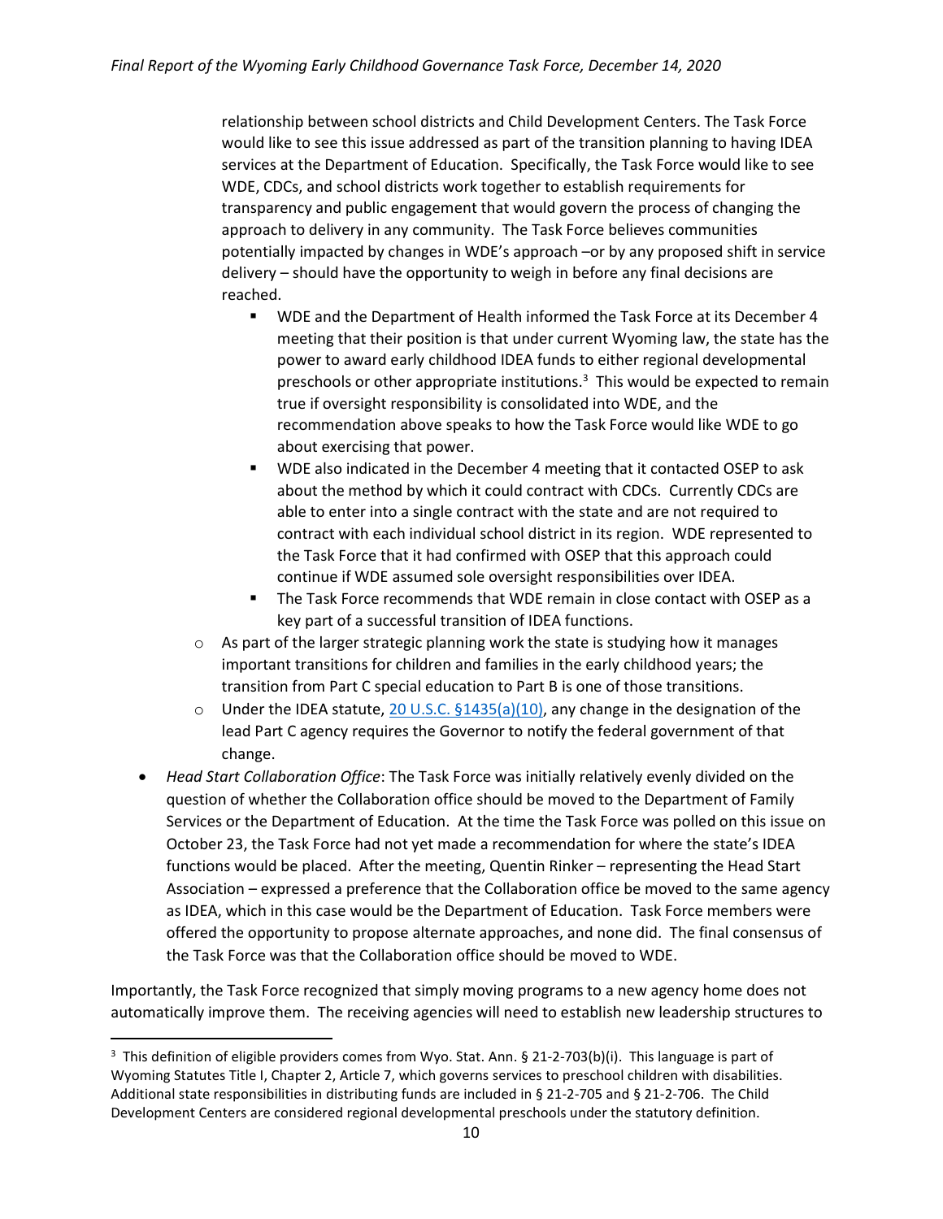relationship between school districts and Child Development Centers. The Task Force would like to see this issue addressed as part of the transition planning to having IDEA services at the Department of Education. Specifically, the Task Force would like to see WDE, CDCs, and school districts work together to establish requirements for transparency and public engagement that would govern the process of changing the approach to delivery in any community. The Task Force believes communities potentially impacted by changes in WDE's approach –or by any proposed shift in service delivery – should have the opportunity to weigh in before any final decisions are reached.

        - WDE and the Department of Health informed the Task Force at its December 4 meeting that their position is that under current Wyoming law, the state has the power to award early childhood IDEA funds to either regional developmental preschools or other appropriate institutions.[3] This would be expected to remain true if oversight responsibility is consolidated into WDE, and the recommendation above speaks to how the Task Force would like WDE to go about exercising that power.
        - WDE also indicated in the December 4 meeting that it contacted OSEP to ask about the method by which it could contract with CDCs. Currently CDCs are able to enter into a single contract with the state and are not required to contract with each individual school district in its region. WDE represented to the Task Force that it had confirmed with OSEP that this approach could continue if WDE assumed sole oversight responsibilities over IDEA.
        - The Task Force recommends that WDE remain in close contact with OSEP as a key part of a successful transition of IDEA functions.
    - As part of the larger strategic planning work the state is studying how it manages important transitions for children and families in the early childhood years; the transition from Part C special education to Part B is one of those transitions.
    - Under the IDEA statute, [20 U.S.C. §1435(a)(10)](), any change in the designation of the lead Part C agency requires the Governor to notify the federal government of that change.
- *Head Start Collaboration Office*: The Task Force was initially relatively evenly divided on the question of whether the Collaboration office should be moved to the Department of Family Services or the Department of Education. At the time the Task Force was polled on this issue on October 23, the Task Force had not yet made a recommendation for where the state's IDEA functions would be placed. After the meeting, Quentin Rinker – representing the Head Start Association – expressed a preference that the Collaboration office be moved to the same agency as IDEA, which in this case would be the Department of Education. Task Force members were offered the opportunity to propose alternate approaches, and none did. The final consensus of the Task Force was that the Collaboration office should be moved to WDE.

Importantly, the Task Force recognized that simply moving programs to a new agency home does not automatically improve them. The receiving agencies will need to establish new leadership structures to

---

[3] This definition of eligible providers comes from Wyo. Stat. Ann. § 21-2-703(b)(i). This language is part of Wyoming Statutes Title I, Chapter 2, Article 7, which governs services to preschool children with disabilities. Additional state responsibilities in distributing funds are included in § 21-2-705 and § 21-2-706. The Child Development Centers are considered regional developmental preschools under the statutory definition.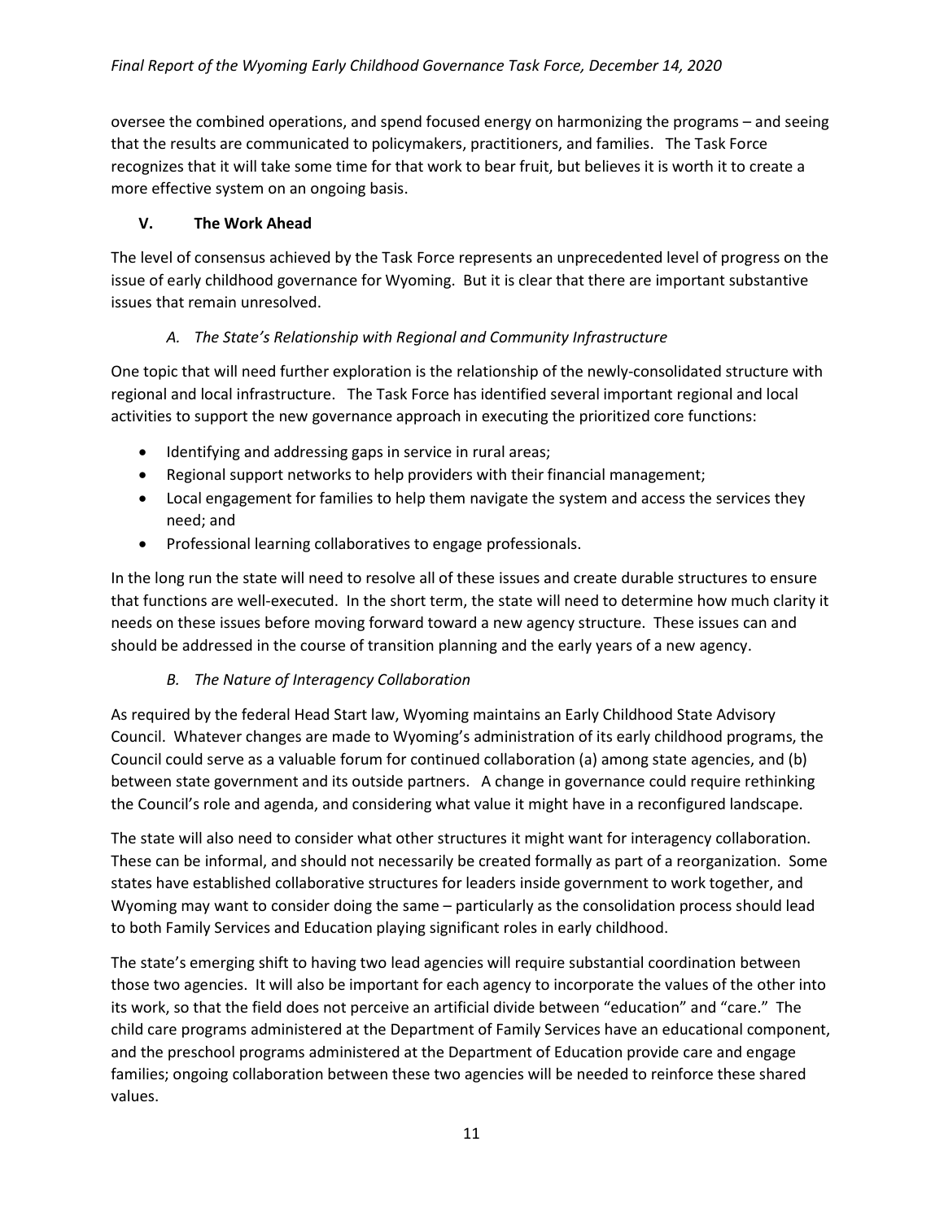oversee the combined operations, and spend focused energy on harmonizing the programs – and seeing that the results are communicated to policymakers, practitioners, and families. The Task Force recognizes that it will take some time for that work to bear fruit, but believes it is worth it to create a more effective system on an ongoing basis.

## V. The Work Ahead

The level of consensus achieved by the Task Force represents an unprecedented level of progress on the issue of early childhood governance for Wyoming. But it is clear that there are important substantive issues that remain unresolved.

### *A. The State's Relationship with Regional and Community Infrastructure*

One topic that will need further exploration is the relationship of the newly-consolidated structure with regional and local infrastructure. The Task Force has identified several important regional and local activities to support the new governance approach in executing the prioritized core functions:

- Identifying and addressing gaps in service in rural areas;
- Regional support networks to help providers with their financial management;
- Local engagement for families to help them navigate the system and access the services they need; and
- Professional learning collaboratives to engage professionals.

In the long run the state will need to resolve all of these issues and create durable structures to ensure that functions are well-executed. In the short term, the state will need to determine how much clarity it needs on these issues before moving forward toward a new agency structure. These issues can and should be addressed in the course of transition planning and the early years of a new agency.

### *B. The Nature of Interagency Collaboration*

As required by the federal Head Start law, Wyoming maintains an Early Childhood State Advisory Council. Whatever changes are made to Wyoming's administration of its early childhood programs, the Council could serve as a valuable forum for continued collaboration (a) among state agencies, and (b) between state government and its outside partners. A change in governance could require rethinking the Council's role and agenda, and considering what value it might have in a reconfigured landscape.

The state will also need to consider what other structures it might want for interagency collaboration. These can be informal, and should not necessarily be created formally as part of a reorganization. Some states have established collaborative structures for leaders inside government to work together, and Wyoming may want to consider doing the same – particularly as the consolidation process should lead to both Family Services and Education playing significant roles in early childhood.

The state's emerging shift to having two lead agencies will require substantial coordination between those two agencies. It will also be important for each agency to incorporate the values of the other into its work, so that the field does not perceive an artificial divide between "education" and "care." The child care programs administered at the Department of Family Services have an educational component, and the preschool programs administered at the Department of Education provide care and engage families; ongoing collaboration between these two agencies will be needed to reinforce these shared values.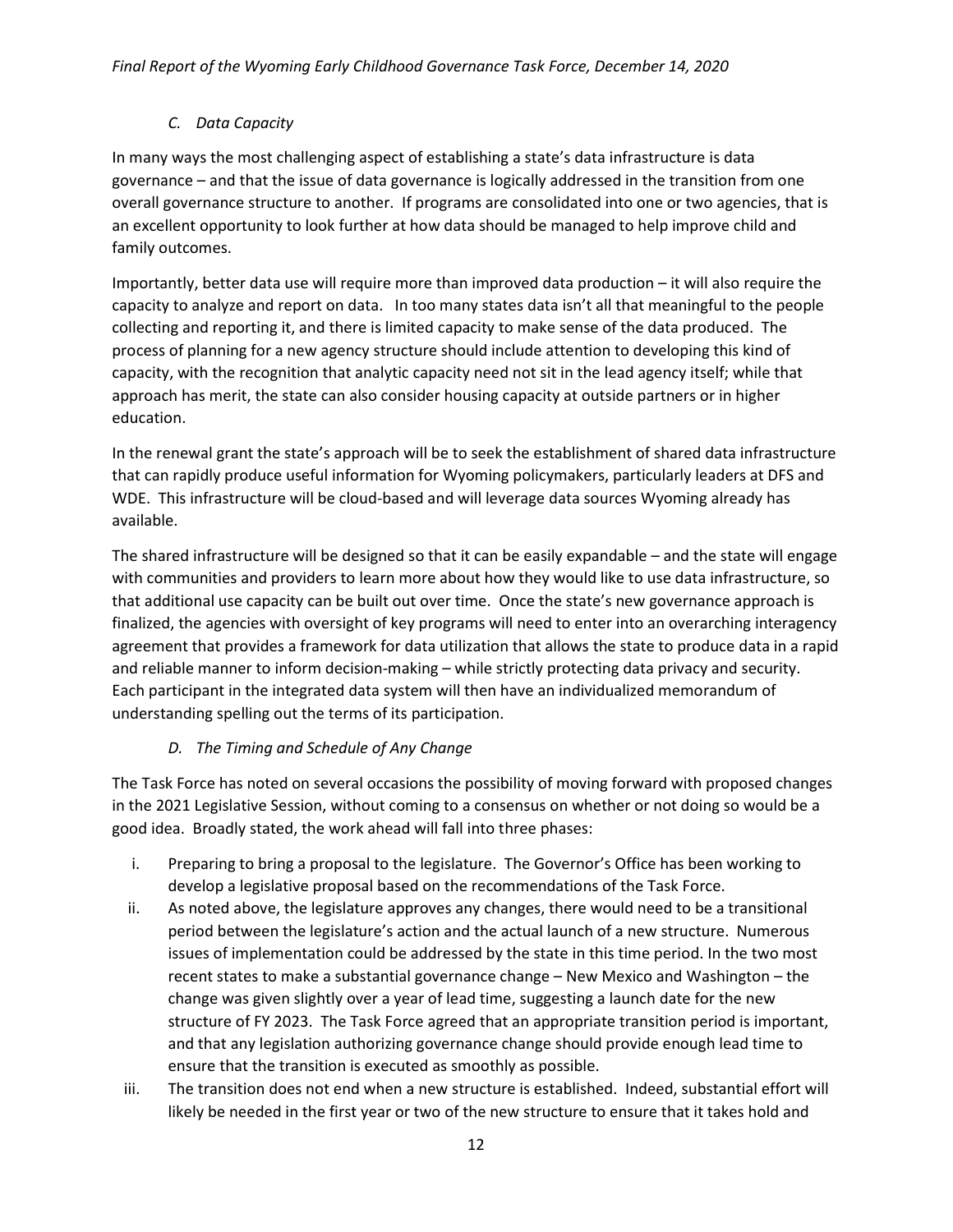### *C. Data Capacity*

In many ways the most challenging aspect of establishing a state's data infrastructure is data governance – and that the issue of data governance is logically addressed in the transition from one overall governance structure to another. If programs are consolidated into one or two agencies, that is an excellent opportunity to look further at how data should be managed to help improve child and family outcomes.

Importantly, better data use will require more than improved data production – it will also require the capacity to analyze and report on data. In too many states data isn't all that meaningful to the people collecting and reporting it, and there is limited capacity to make sense of the data produced. The process of planning for a new agency structure should include attention to developing this kind of capacity, with the recognition that analytic capacity need not sit in the lead agency itself; while that approach has merit, the state can also consider housing capacity at outside partners or in higher education.

In the renewal grant the state's approach will be to seek the establishment of shared data infrastructure that can rapidly produce useful information for Wyoming policymakers, particularly leaders at DFS and WDE. This infrastructure will be cloud-based and will leverage data sources Wyoming already has available.

The shared infrastructure will be designed so that it can be easily expandable – and the state will engage with communities and providers to learn more about how they would like to use data infrastructure, so that additional use capacity can be built out over time. Once the state's new governance approach is finalized, the agencies with oversight of key programs will need to enter into an overarching interagency agreement that provides a framework for data utilization that allows the state to produce data in a rapid and reliable manner to inform decision-making – while strictly protecting data privacy and security. Each participant in the integrated data system will then have an individualized memorandum of understanding spelling out the terms of its participation.

### *D. The Timing and Schedule of Any Change*

The Task Force has noted on several occasions the possibility of moving forward with proposed changes in the 2021 Legislative Session, without coming to a consensus on whether or not doing so would be a good idea. Broadly stated, the work ahead will fall into three phases:

- i. Preparing to bring a proposal to the legislature. The Governor's Office has been working to develop a legislative proposal based on the recommendations of the Task Force.
- ii. As noted above, the legislature approves any changes, there would need to be a transitional period between the legislature's action and the actual launch of a new structure. Numerous issues of implementation could be addressed by the state in this time period. In the two most recent states to make a substantial governance change – New Mexico and Washington – the change was given slightly over a year of lead time, suggesting a launch date for the new structure of FY 2023. The Task Force agreed that an appropriate transition period is important, and that any legislation authorizing governance change should provide enough lead time to ensure that the transition is executed as smoothly as possible.
- iii. The transition does not end when a new structure is established. Indeed, substantial effort will likely be needed in the first year or two of the new structure to ensure that it takes hold and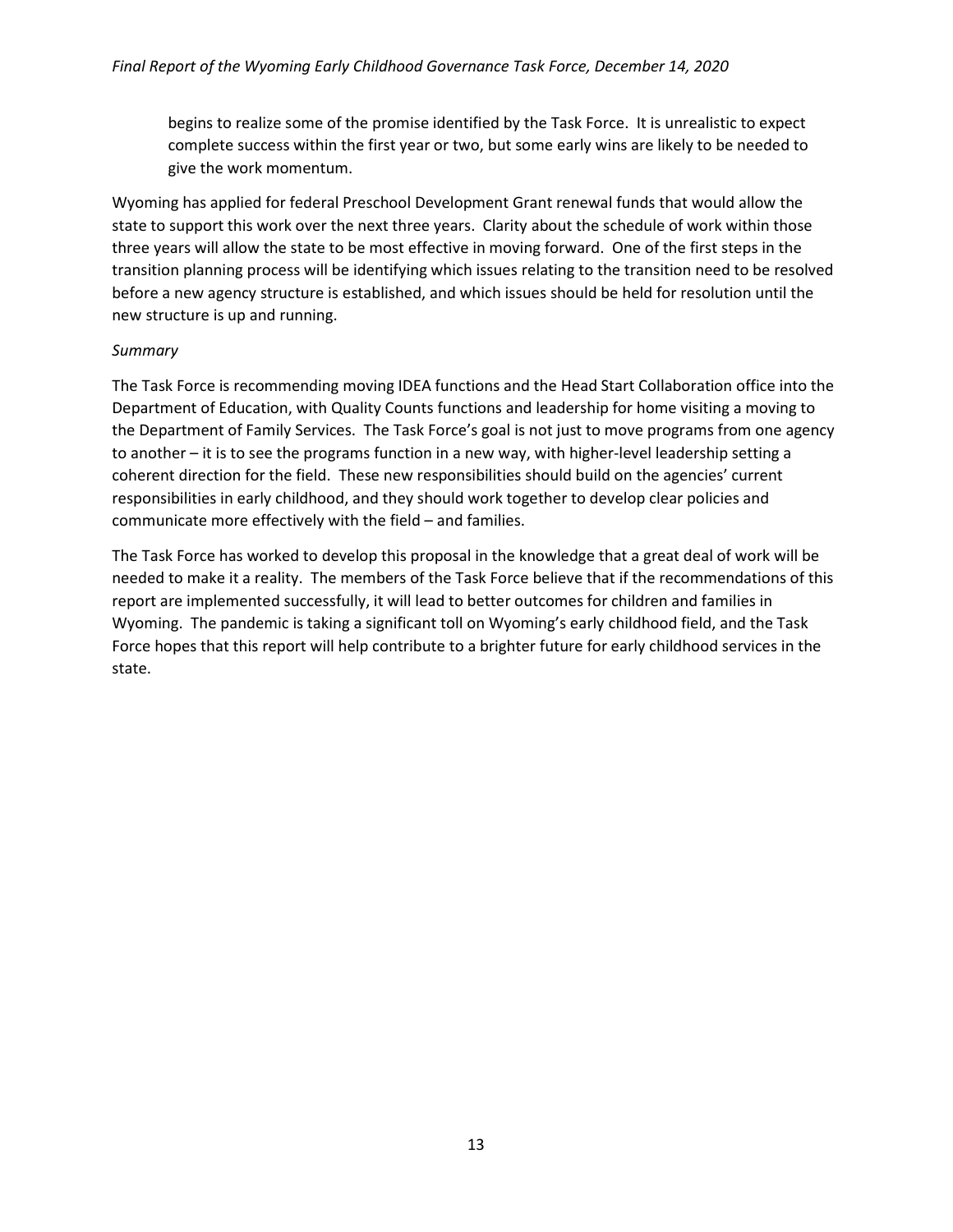begins to realize some of the promise identified by the Task Force. It is unrealistic to expect complete success within the first year or two, but some early wins are likely to be needed to give the work momentum.

Wyoming has applied for federal Preschool Development Grant renewal funds that would allow the state to support this work over the next three years. Clarity about the schedule of work within those three years will allow the state to be most effective in moving forward. One of the first steps in the transition planning process will be identifying which issues relating to the transition need to be resolved before a new agency structure is established, and which issues should be held for resolution until the new structure is up and running.

*Summary*

The Task Force is recommending moving IDEA functions and the Head Start Collaboration office into the Department of Education, with Quality Counts functions and leadership for home visiting a moving to the Department of Family Services. The Task Force's goal is not just to move programs from one agency to another – it is to see the programs function in a new way, with higher-level leadership setting a coherent direction for the field. These new responsibilities should build on the agencies' current responsibilities in early childhood, and they should work together to develop clear policies and communicate more effectively with the field – and families.

The Task Force has worked to develop this proposal in the knowledge that a great deal of work will be needed to make it a reality. The members of the Task Force believe that if the recommendations of this report are implemented successfully, it will lead to better outcomes for children and families in Wyoming. The pandemic is taking a significant toll on Wyoming's early childhood field, and the Task Force hopes that this report will help contribute to a brighter future for early childhood services in the state.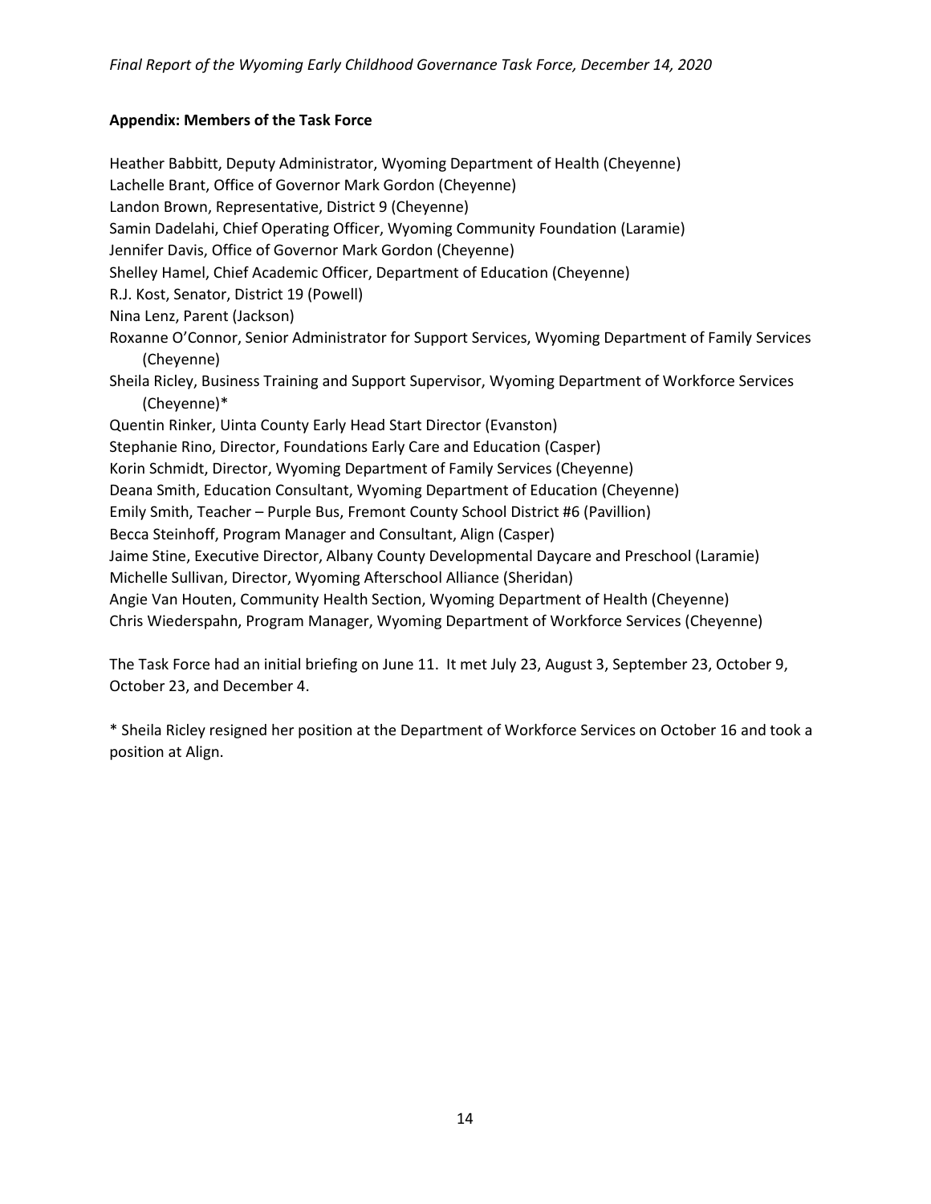**Appendix: Members of the Task Force**

Heather Babbitt, Deputy Administrator, Wyoming Department of Health (Cheyenne)
Lachelle Brant, Office of Governor Mark Gordon (Cheyenne)
Landon Brown, Representative, District 9 (Cheyenne)
Samin Dadelahi, Chief Operating Officer, Wyoming Community Foundation (Laramie)
Jennifer Davis, Office of Governor Mark Gordon (Cheyenne)
Shelley Hamel, Chief Academic Officer, Department of Education (Cheyenne)
R.J. Kost, Senator, District 19 (Powell)
Nina Lenz, Parent (Jackson)
Roxanne O'Connor, Senior Administrator for Support Services, Wyoming Department of Family Services (Cheyenne)
Sheila Ricley, Business Training and Support Supervisor, Wyoming Department of Workforce Services (Cheyenne)*
Quentin Rinker, Uinta County Early Head Start Director (Evanston)
Stephanie Rino, Director, Foundations Early Care and Education (Casper)
Korin Schmidt, Director, Wyoming Department of Family Services (Cheyenne)
Deana Smith, Education Consultant, Wyoming Department of Education (Cheyenne)
Emily Smith, Teacher – Purple Bus, Fremont County School District #6 (Pavillion)
Becca Steinhoff, Program Manager and Consultant, Align (Casper)
Jaime Stine, Executive Director, Albany County Developmental Daycare and Preschool (Laramie)
Michelle Sullivan, Director, Wyoming Afterschool Alliance (Sheridan)
Angie Van Houten, Community Health Section, Wyoming Department of Health (Cheyenne)
Chris Wiederspahn, Program Manager, Wyoming Department of Workforce Services (Cheyenne)

The Task Force had an initial briefing on June 11. It met July 23, August 3, September 23, October 9, October 23, and December 4.

* Sheila Ricley resigned her position at the Department of Workforce Services on October 16 and took a position at Align.